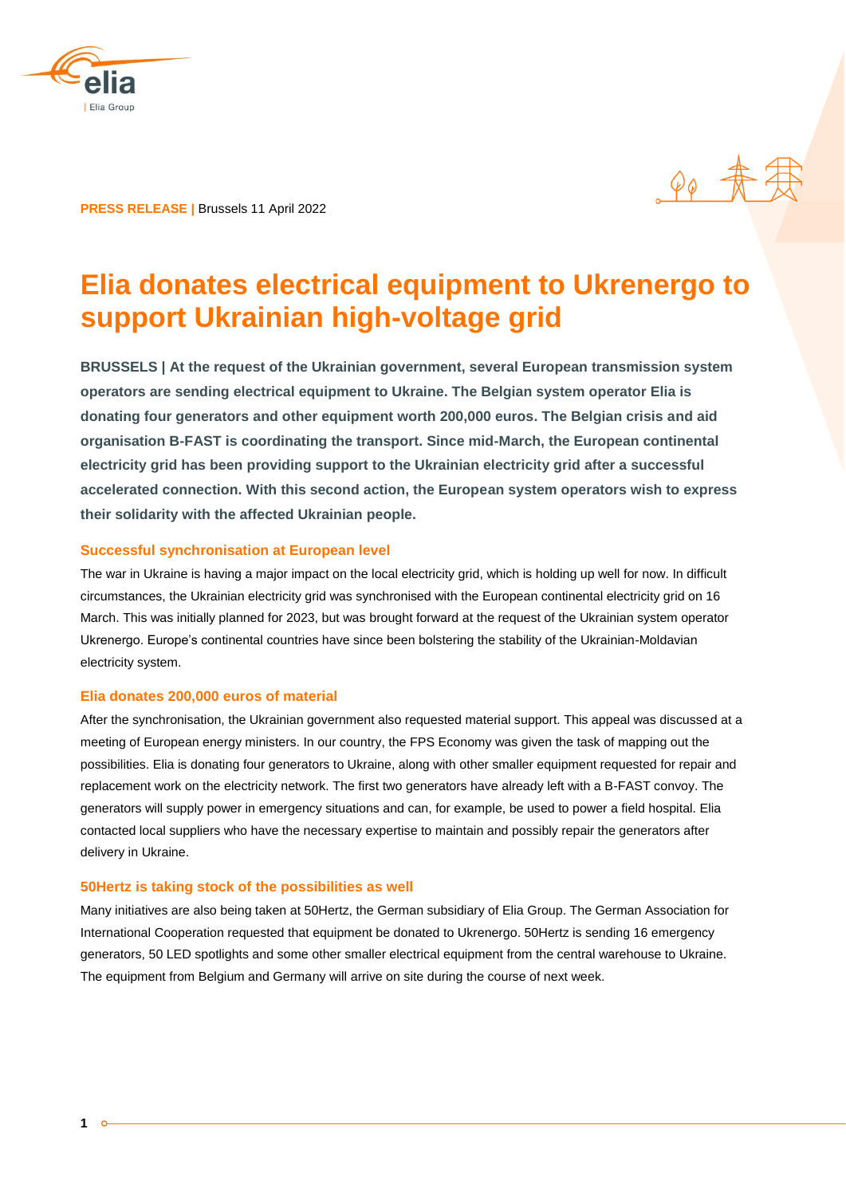**PRESS RELEASE |** Brussels 11 April 2022

# Elia donates electrical equipment to Ukrenergo to support Ukrainian high-voltage grid

**BRUSSELS | At the request of the Ukrainian government, several European transmission system operators are sending electrical equipment to Ukraine. The Belgian system operator Elia is donating four generators and other equipment worth 200,000 euros. The Belgian crisis and aid organisation B-FAST is coordinating the transport. Since mid-March, the European continental electricity grid has been providing support to the Ukrainian electricity grid after a successful accelerated connection. With this second action, the European system operators wish to express their solidarity with the affected Ukrainian people.**

## Successful synchronisation at European level

The war in Ukraine is having a major impact on the local electricity grid, which is holding up well for now. In difficult circumstances, the Ukrainian electricity grid was synchronised with the European continental electricity grid on 16 March. This was initially planned for 2023, but was brought forward at the request of the Ukrainian system operator Ukrenergo. Europe's continental countries have since been bolstering the stability of the Ukrainian-Moldavian electricity system.

## Elia donates 200,000 euros of material

After the synchronisation, the Ukrainian government also requested material support. This appeal was discussed at a meeting of European energy ministers. In our country, the FPS Economy was given the task of mapping out the possibilities. Elia is donating four generators to Ukraine, along with other smaller equipment requested for repair and replacement work on the electricity network. The first two generators have already left with a B-FAST convoy. The generators will supply power in emergency situations and can, for example, be used to power a field hospital. Elia contacted local suppliers who have the necessary expertise to maintain and possibly repair the generators after delivery in Ukraine.

## 50Hertz is taking stock of the possibilities as well

Many initiatives are also being taken at 50Hertz, the German subsidiary of Elia Group. The German Association for International Cooperation requested that equipment be donated to Ukrenergo. 50Hertz is sending 16 emergency generators, 50 LED spotlights and some other smaller electrical equipment from the central warehouse to Ukraine. The equipment from Belgium and Germany will arrive on site during the course of next week.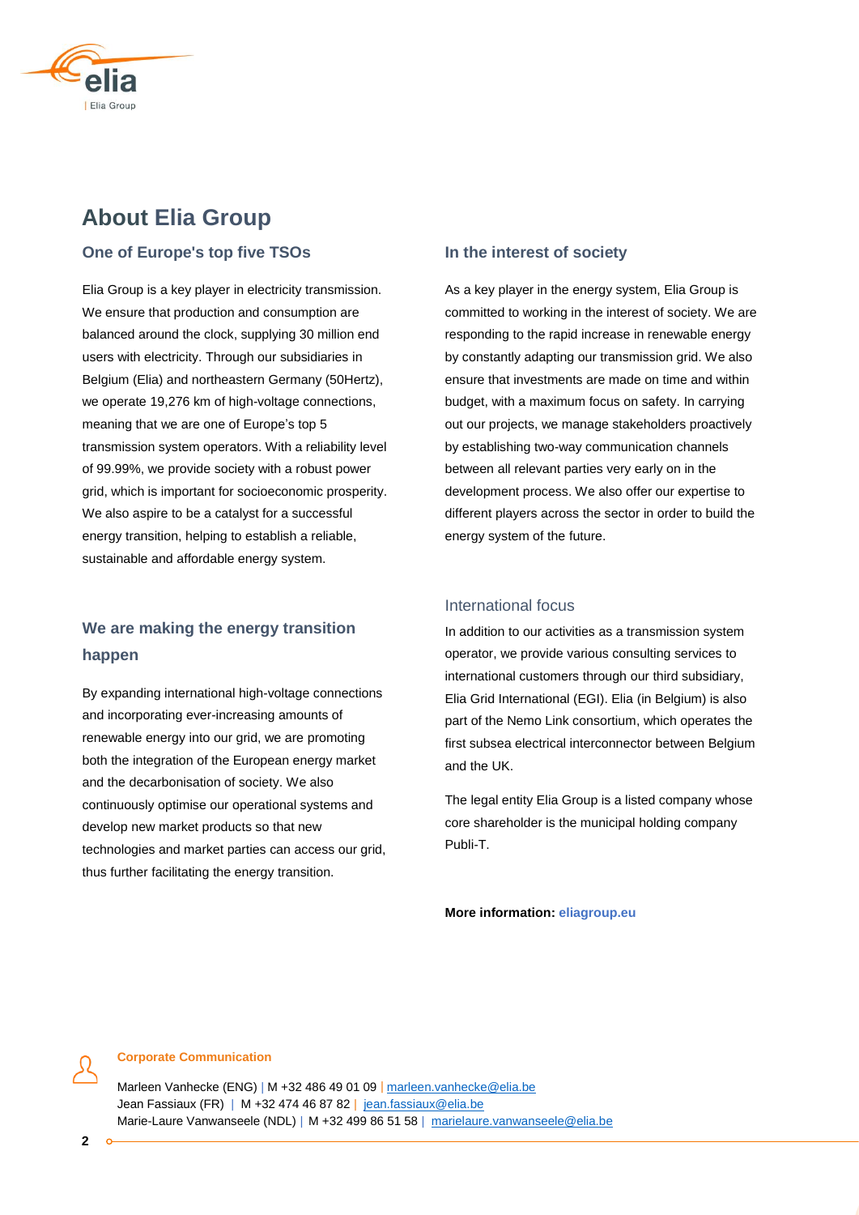# About Elia Group

## One of Europe's top five TSOs

Elia Group is a key player in electricity transmission. We ensure that production and consumption are balanced around the clock, supplying 30 million end users with electricity. Through our subsidiaries in Belgium (Elia) and northeastern Germany (50Hertz), we operate 19,276 km of high-voltage connections, meaning that we are one of Europe's top 5 transmission system operators. With a reliability level of 99.99%, we provide society with a robust power grid, which is important for socioeconomic prosperity. We also aspire to be a catalyst for a successful energy transition, helping to establish a reliable, sustainable and affordable energy system.

## We are making the energy transition happen

By expanding international high-voltage connections and incorporating ever-increasing amounts of renewable energy into our grid, we are promoting both the integration of the European energy market and the decarbonisation of society. We also continuously optimise our operational systems and develop new market products so that new technologies and market parties can access our grid, thus further facilitating the energy transition.

## In the interest of society

As a key player in the energy system, Elia Group is committed to working in the interest of society. We are responding to the rapid increase in renewable energy by constantly adapting our transmission grid. We also ensure that investments are made on time and within budget, with a maximum focus on safety. In carrying out our projects, we manage stakeholders proactively by establishing two-way communication channels between all relevant parties very early on in the development process. We also offer our expertise to different players across the sector in order to build the energy system of the future.

### International focus

In addition to our activities as a transmission system operator, we provide various consulting services to international customers through our third subsidiary, Elia Grid International (EGI). Elia (in Belgium) is also part of the Nemo Link consortium, which operates the first subsea electrical interconnector between Belgium and the UK.

The legal entity Elia Group is a listed company whose core shareholder is the municipal holding company Publi-T.

**More information: eliagroup.eu**

**Corporate Communication**

Marleen Vanhecke (ENG) | M +32 486 49 01 09 | marleen.vanhecke@elia.be
Jean Fassiaux (FR) | M +32 474 46 87 82 | jean.fassiaux@elia.be
Marie-Laure Vanwanseele (NDL) | M +32 499 86 51 58 | marielaure.vanwanseele@elia.be